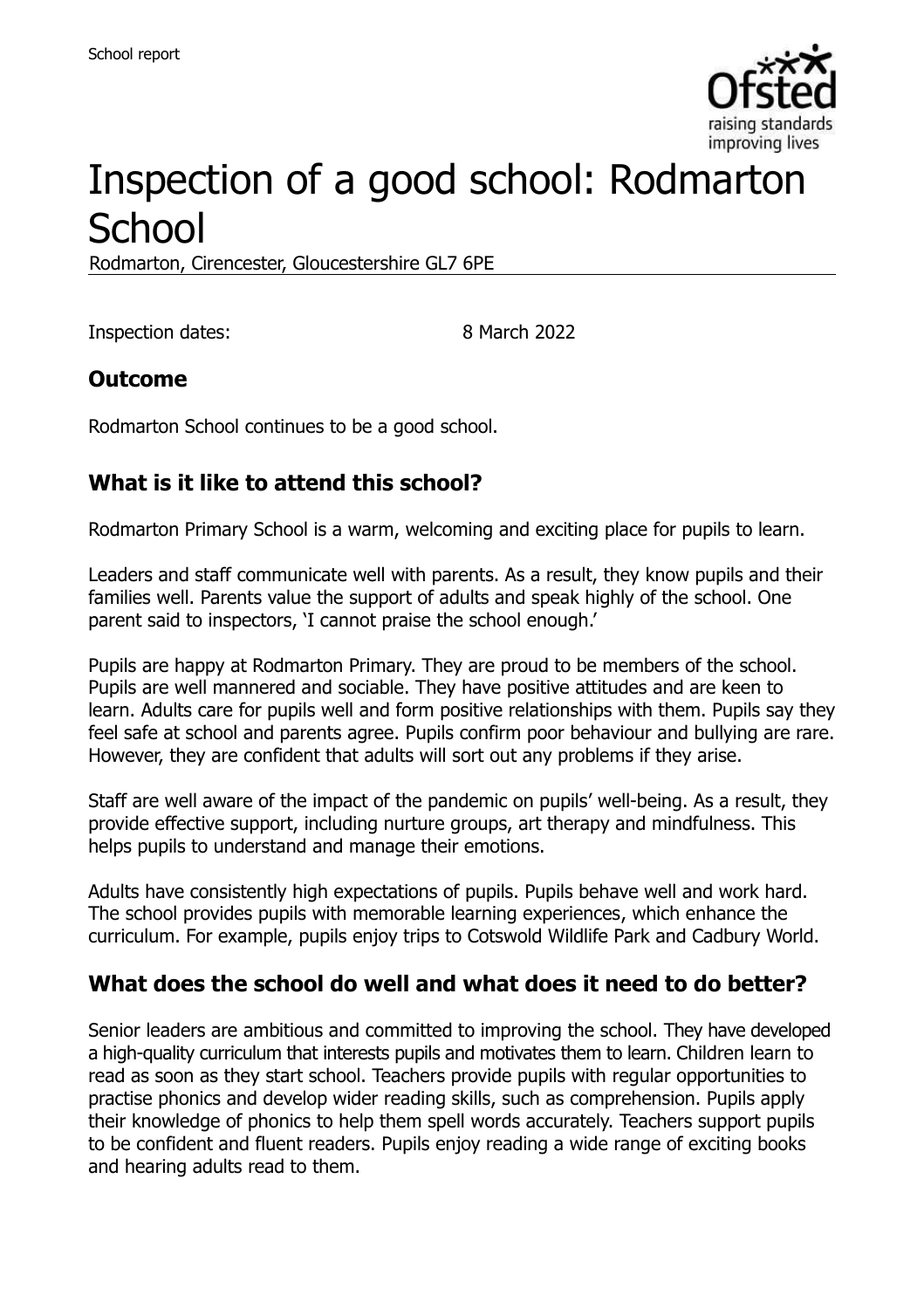# Inspection of a good school: Rodmarton School

Rodmarton, Cirencester, Gloucestershire GL7 6PE

Inspection dates: 8 March 2022

## Outcome

Rodmarton School continues to be a good school.

## What is it like to attend this school?

Rodmarton Primary School is a warm, welcoming and exciting place for pupils to learn.

Leaders and staff communicate well with parents. As a result, they know pupils and their families well. Parents value the support of adults and speak highly of the school. One parent said to inspectors, 'I cannot praise the school enough.'

Pupils are happy at Rodmarton Primary. They are proud to be members of the school. Pupils are well mannered and sociable. They have positive attitudes and are keen to learn. Adults care for pupils well and form positive relationships with them. Pupils say they feel safe at school and parents agree. Pupils confirm poor behaviour and bullying are rare. However, they are confident that adults will sort out any problems if they arise.

Staff are well aware of the impact of the pandemic on pupils' well-being. As a result, they provide effective support, including nurture groups, art therapy and mindfulness. This helps pupils to understand and manage their emotions.

Adults have consistently high expectations of pupils. Pupils behave well and work hard. The school provides pupils with memorable learning experiences, which enhance the curriculum. For example, pupils enjoy trips to Cotswold Wildlife Park and Cadbury World.

## What does the school do well and what does it need to do better?

Senior leaders are ambitious and committed to improving the school. They have developed a high-quality curriculum that interests pupils and motivates them to learn. Children learn to read as soon as they start school. Teachers provide pupils with regular opportunities to practise phonics and develop wider reading skills, such as comprehension. Pupils apply their knowledge of phonics to help them spell words accurately. Teachers support pupils to be confident and fluent readers. Pupils enjoy reading a wide range of exciting books and hearing adults read to them.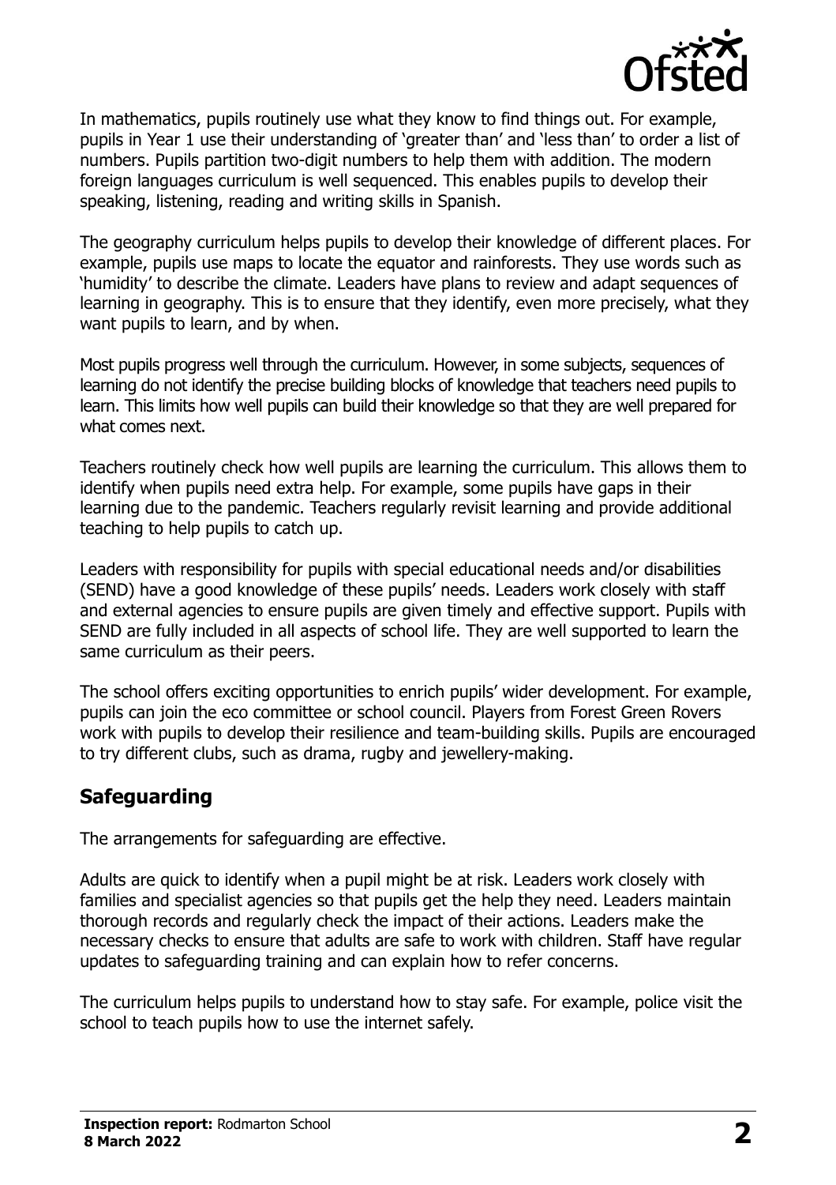In mathematics, pupils routinely use what they know to find things out. For example, pupils in Year 1 use their understanding of 'greater than' and 'less than' to order a list of numbers. Pupils partition two-digit numbers to help them with addition. The modern foreign languages curriculum is well sequenced. This enables pupils to develop their speaking, listening, reading and writing skills in Spanish.

The geography curriculum helps pupils to develop their knowledge of different places. For example, pupils use maps to locate the equator and rainforests. They use words such as 'humidity' to describe the climate. Leaders have plans to review and adapt sequences of learning in geography. This is to ensure that they identify, even more precisely, what they want pupils to learn, and by when.

Most pupils progress well through the curriculum. However, in some subjects, sequences of learning do not identify the precise building blocks of knowledge that teachers need pupils to learn. This limits how well pupils can build their knowledge so that they are well prepared for what comes next.

Teachers routinely check how well pupils are learning the curriculum. This allows them to identify when pupils need extra help. For example, some pupils have gaps in their learning due to the pandemic. Teachers regularly revisit learning and provide additional teaching to help pupils to catch up.

Leaders with responsibility for pupils with special educational needs and/or disabilities (SEND) have a good knowledge of these pupils' needs. Leaders work closely with staff and external agencies to ensure pupils are given timely and effective support. Pupils with SEND are fully included in all aspects of school life. They are well supported to learn the same curriculum as their peers.

The school offers exciting opportunities to enrich pupils' wider development. For example, pupils can join the eco committee or school council. Players from Forest Green Rovers work with pupils to develop their resilience and team-building skills. Pupils are encouraged to try different clubs, such as drama, rugby and jewellery-making.

## Safeguarding

The arrangements for safeguarding are effective.

Adults are quick to identify when a pupil might be at risk. Leaders work closely with families and specialist agencies so that pupils get the help they need. Leaders maintain thorough records and regularly check the impact of their actions. Leaders make the necessary checks to ensure that adults are safe to work with children. Staff have regular updates to safeguarding training and can explain how to refer concerns.

The curriculum helps pupils to understand how to stay safe. For example, police visit the school to teach pupils how to use the internet safely.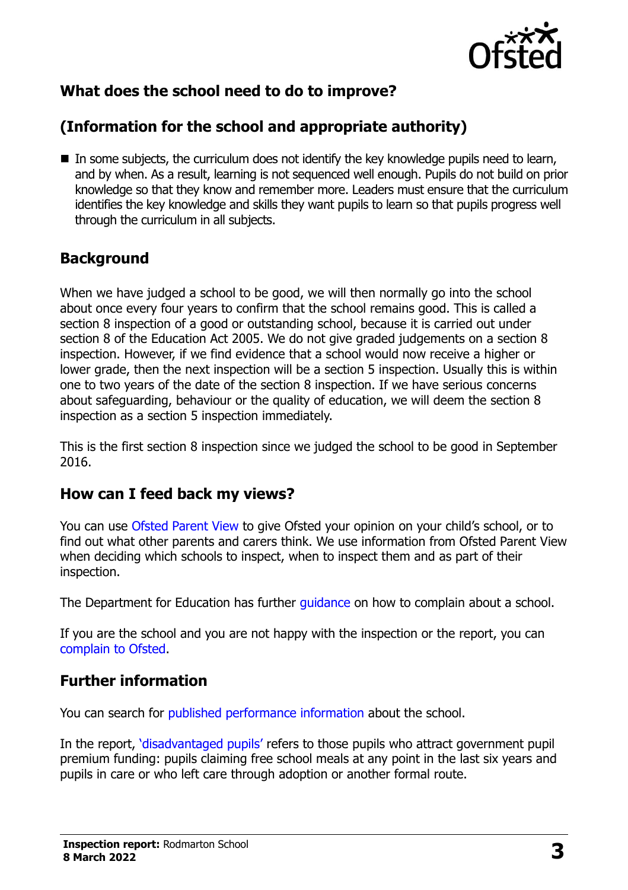## What does the school need to do to improve?

## (Information for the school and appropriate authority)

- In some subjects, the curriculum does not identify the key knowledge pupils need to learn, and by when. As a result, learning is not sequenced well enough. Pupils do not build on prior knowledge so that they know and remember more. Leaders must ensure that the curriculum identifies the key knowledge and skills they want pupils to learn so that pupils progress well through the curriculum in all subjects.

## Background

When we have judged a school to be good, we will then normally go into the school about once every four years to confirm that the school remains good. This is called a section 8 inspection of a good or outstanding school, because it is carried out under section 8 of the Education Act 2005. We do not give graded judgements on a section 8 inspection. However, if we find evidence that a school would now receive a higher or lower grade, then the next inspection will be a section 5 inspection. Usually this is within one to two years of the date of the section 8 inspection. If we have serious concerns about safeguarding, behaviour or the quality of education, we will deem the section 8 inspection as a section 5 inspection immediately.

This is the first section 8 inspection since we judged the school to be good in September 2016.

## How can I feed back my views?

You can use Ofsted Parent View to give Ofsted your opinion on your child's school, or to find out what other parents and carers think. We use information from Ofsted Parent View when deciding which schools to inspect, when to inspect them and as part of their inspection.

The Department for Education has further guidance on how to complain about a school.

If you are the school and you are not happy with the inspection or the report, you can complain to Ofsted.

## Further information

You can search for published performance information about the school.

In the report, 'disadvantaged pupils' refers to those pupils who attract government pupil premium funding: pupils claiming free school meals at any point in the last six years and pupils in care or who left care through adoption or another formal route.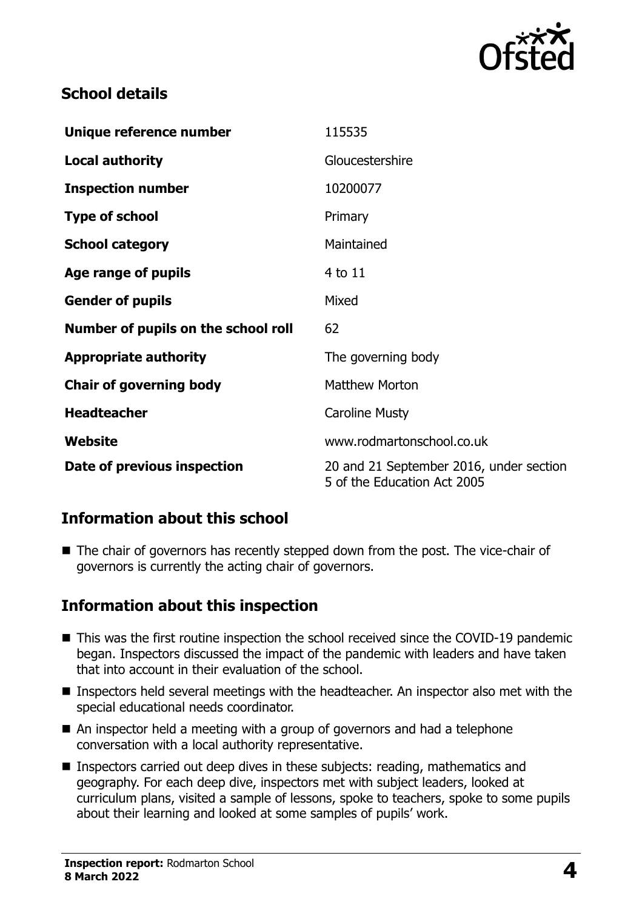## School details

| | |
|---|---|
| **Unique reference number** | 115535 |
| **Local authority** | Gloucestershire |
| **Inspection number** | 10200077 |
| **Type of school** | Primary |
| **School category** | Maintained |
| **Age range of pupils** | 4 to 11 |
| **Gender of pupils** | Mixed |
| **Number of pupils on the school roll** | 62 |
| **Appropriate authority** | The governing body |
| **Chair of governing body** | Matthew Morton |
| **Headteacher** | Caroline Musty |
| **Website** | www.rodmartonschool.co.uk |
| **Date of previous inspection** | 20 and 21 September 2016, under section 5 of the Education Act 2005 |

## Information about this school

- The chair of governors has recently stepped down from the post. The vice-chair of governors is currently the acting chair of governors.

## Information about this inspection

- This was the first routine inspection the school received since the COVID-19 pandemic began. Inspectors discussed the impact of the pandemic with leaders and have taken that into account in their evaluation of the school.
- Inspectors held several meetings with the headteacher. An inspector also met with the special educational needs coordinator.
- An inspector held a meeting with a group of governors and had a telephone conversation with a local authority representative.
- Inspectors carried out deep dives in these subjects: reading, mathematics and geography. For each deep dive, inspectors met with subject leaders, looked at curriculum plans, visited a sample of lessons, spoke to teachers, spoke to some pupils about their learning and looked at some samples of pupils' work.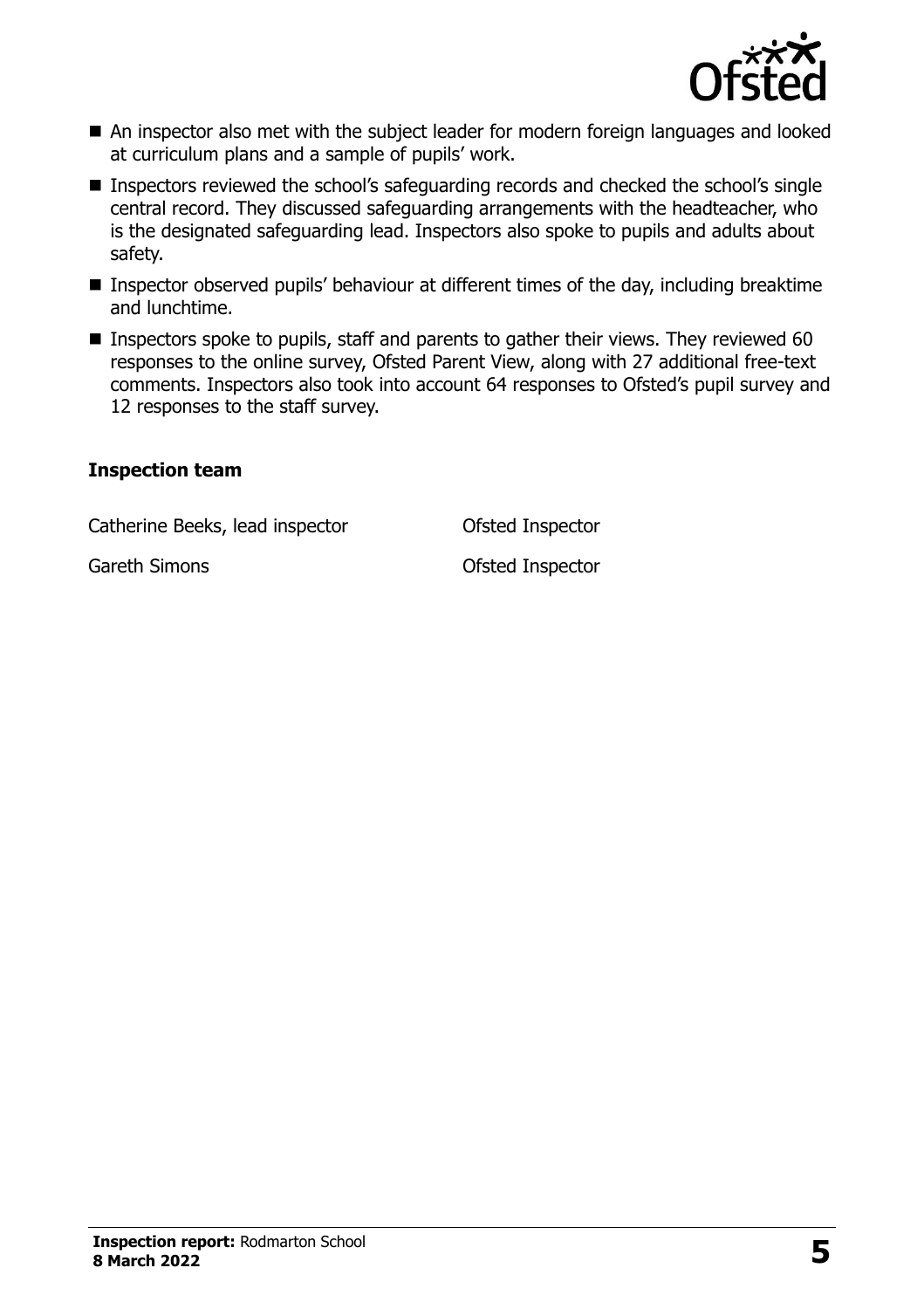- An inspector also met with the subject leader for modern foreign languages and looked at curriculum plans and a sample of pupils' work.
- Inspectors reviewed the school's safeguarding records and checked the school's single central record. They discussed safeguarding arrangements with the headteacher, who is the designated safeguarding lead. Inspectors also spoke to pupils and adults about safety.
- Inspector observed pupils' behaviour at different times of the day, including breaktime and lunchtime.
- Inspectors spoke to pupils, staff and parents to gather their views. They reviewed 60 responses to the online survey, Ofsted Parent View, along with 27 additional free-text comments. Inspectors also took into account 64 responses to Ofsted's pupil survey and 12 responses to the staff survey.

### Inspection team

| | |
|---|---|
| Catherine Beeks, lead inspector | Ofsted Inspector |
| Gareth Simons | Ofsted Inspector |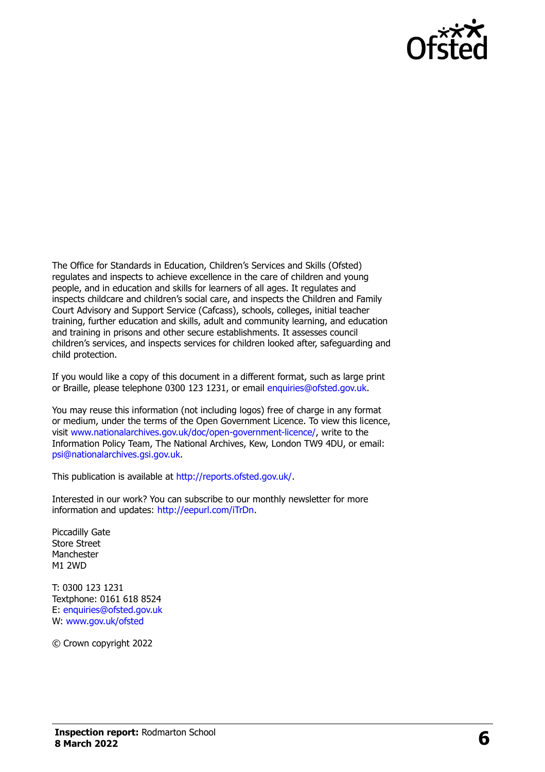The Office for Standards in Education, Children's Services and Skills (Ofsted) regulates and inspects to achieve excellence in the care of children and young people, and in education and skills for learners of all ages. It regulates and inspects childcare and children's social care, and inspects the Children and Family Court Advisory and Support Service (Cafcass), schools, colleges, initial teacher training, further education and skills, adult and community learning, and education and training in prisons and other secure establishments. It assesses council children's services, and inspects services for children looked after, safeguarding and child protection.

If you would like a copy of this document in a different format, such as large print or Braille, please telephone 0300 123 1231, or email enquiries@ofsted.gov.uk.

You may reuse this information (not including logos) free of charge in any format or medium, under the terms of the Open Government Licence. To view this licence, visit www.nationalarchives.gov.uk/doc/open-government-licence/, write to the Information Policy Team, The National Archives, Kew, London TW9 4DU, or email: psi@nationalarchives.gsi.gov.uk.

This publication is available at http://reports.ofsted.gov.uk/.

Interested in our work? You can subscribe to our monthly newsletter for more information and updates: http://eepurl.com/iTrDn.

Piccadilly Gate
Store Street
Manchester
M1 2WD

T: 0300 123 1231
Textphone: 0161 618 8524
E: enquiries@ofsted.gov.uk
W: www.gov.uk/ofsted

© Crown copyright 2022